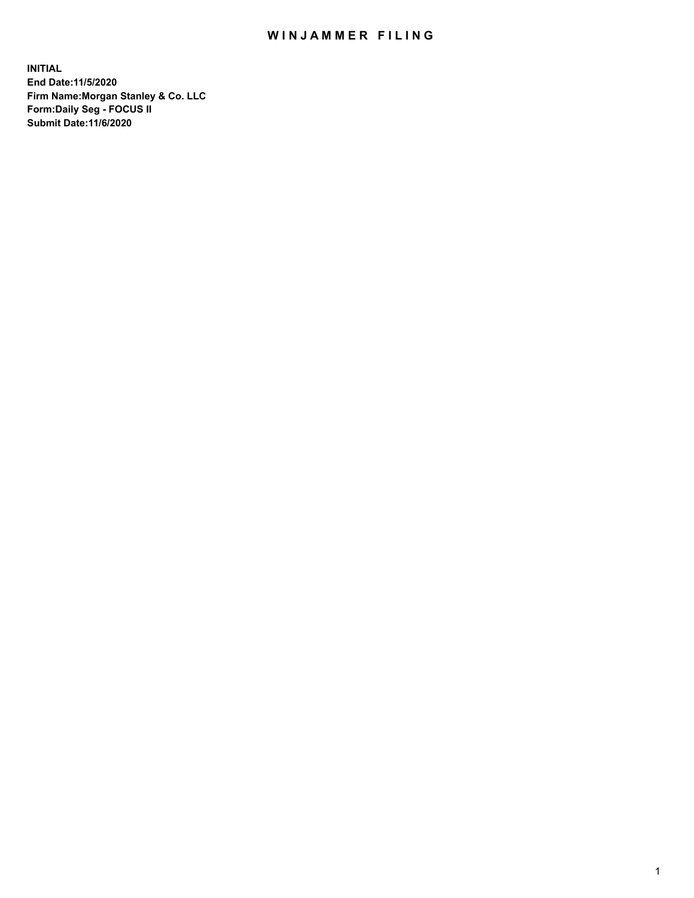# WINJAMMER FILING

**INITIAL**
**End Date:11/5/2020**
**Firm Name:Morgan Stanley & Co. LLC**
**Form:Daily Seg - FOCUS II**
**Submit Date:11/6/2020**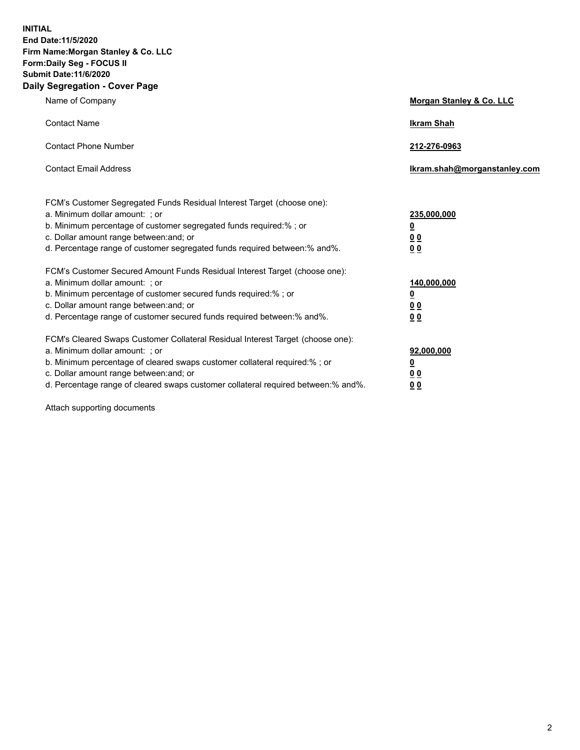**INITIAL**
**End Date:11/5/2020**
**Firm Name:Morgan Stanley & Co. LLC**
**Form:Daily Seg - FOCUS II**
**Submit Date:11/6/2020**

## Daily Segregation - Cover Page

| | |
|---|---|
| Name of Company | **Morgan Stanley & Co. LLC** |
| Contact Name | **Ikram Shah** |
| Contact Phone Number | **212-276-0963** |
| Contact Email Address | **Ikram.shah@morganstanley.com** |

| | |
|---|---|
| FCM's Customer Segregated Funds Residual Interest Target (choose one): | |
| a. Minimum dollar amount: ; or | **235,000,000** |
| b. Minimum percentage of customer segregated funds required:% ; or | **0** |
| c. Dollar amount range between:and; or | **0 0** |
| d. Percentage range of customer segregated funds required between:% and%. | **0 0** |
| FCM's Customer Secured Amount Funds Residual Interest Target (choose one): | |
| a. Minimum dollar amount: ; or | **140,000,000** |
| b. Minimum percentage of customer secured funds required:% ; or | **0** |
| c. Dollar amount range between:and; or | **0 0** |
| d. Percentage range of customer secured funds required between:% and%. | **0 0** |
| FCM's Cleared Swaps Customer Collateral Residual Interest Target (choose one): | |
| a. Minimum dollar amount: ; or | **92,000,000** |
| b. Minimum percentage of cleared swaps customer collateral required:% ; or | **0** |
| c. Dollar amount range between:and; or | **0 0** |
| d. Percentage range of cleared swaps customer collateral required between:% and%. | **0 0** |

Attach supporting documents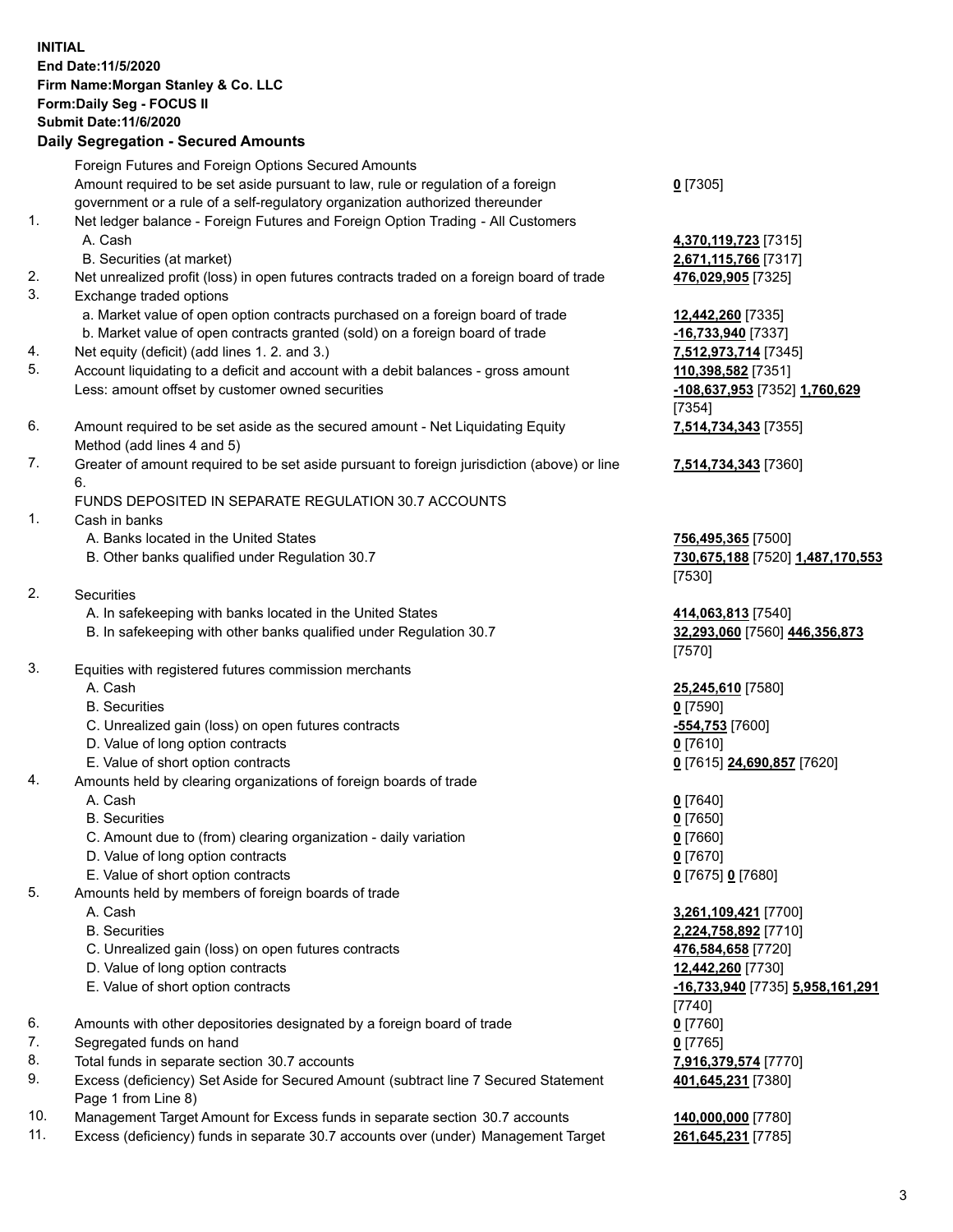**INITIAL**
**End Date:11/5/2020**
**Firm Name:Morgan Stanley & Co. LLC**
**Form:Daily Seg - FOCUS II**
**Submit Date:11/6/2020**

## Daily Segregation - Secured Amounts

| | | |
|---|---|---|
| | Foreign Futures and Foreign Options Secured Amounts | |
| | Amount required to be set aside pursuant to law, rule or regulation of a foreign government or a rule of a self-regulatory organization authorized thereunder | **0** [7305] |
| 1. | Net ledger balance - Foreign Futures and Foreign Option Trading - All Customers | |
| | A. Cash | **4,370,119,723** [7315] |
| | B. Securities (at market) | **2,671,115,766** [7317] |
| 2. | Net unrealized profit (loss) in open futures contracts traded on a foreign board of trade | **476,029,905** [7325] |
| 3. | Exchange traded options | |
| | a. Market value of open option contracts purchased on a foreign board of trade | **12,442,260** [7335] |
| | b. Market value of open contracts granted (sold) on a foreign board of trade | **-16,733,940** [7337] |
| 4. | Net equity (deficit) (add lines 1. 2. and 3.) | **7,512,973,714** [7345] |
| 5. | Account liquidating to a deficit and account with a debit balances - gross amount | **110,398,582** [7351] |
| | Less: amount offset by customer owned securities | **-108,637,953** [7352] **1,760,629** [7354] |
| 6. | Amount required to be set aside as the secured amount - Net Liquidating Equity Method (add lines 4 and 5) | **7,514,734,343** [7355] |
| 7. | Greater of amount required to be set aside pursuant to foreign jurisdiction (above) or line 6. | **7,514,734,343** [7360] |
| | FUNDS DEPOSITED IN SEPARATE REGULATION 30.7 ACCOUNTS | |
| 1. | Cash in banks | |
| | A. Banks located in the United States | **756,495,365** [7500] |
| | B. Other banks qualified under Regulation 30.7 | **730,675,188** [7520] **1,487,170,553** [7530] |
| 2. | Securities | |
| | A. In safekeeping with banks located in the United States | **414,063,813** [7540] |
| | B. In safekeeping with other banks qualified under Regulation 30.7 | **32,293,060** [7560] **446,356,873** [7570] |
| 3. | Equities with registered futures commission merchants | |
| | A. Cash | **25,245,610** [7580] |
| | B. Securities | **0** [7590] |
| | C. Unrealized gain (loss) on open futures contracts | **-554,753** [7600] |
| | D. Value of long option contracts | **0** [7610] |
| | E. Value of short option contracts | **0** [7615] **24,690,857** [7620] |
| 4. | Amounts held by clearing organizations of foreign boards of trade | |
| | A. Cash | **0** [7640] |
| | B. Securities | **0** [7650] |
| | C. Amount due to (from) clearing organization - daily variation | **0** [7660] |
| | D. Value of long option contracts | **0** [7670] |
| | E. Value of short option contracts | **0** [7675] **0** [7680] |
| 5. | Amounts held by members of foreign boards of trade | |
| | A. Cash | **3,261,109,421** [7700] |
| | B. Securities | **2,224,758,892** [7710] |
| | C. Unrealized gain (loss) on open futures contracts | **476,584,658** [7720] |
| | D. Value of long option contracts | **12,442,260** [7730] |
| | E. Value of short option contracts | **-16,733,940** [7735] **5,958,161,291** [7740] |
| 6. | Amounts with other depositories designated by a foreign board of trade | **0** [7760] |
| 7. | Segregated funds on hand | **0** [7765] |
| 8. | Total funds in separate section 30.7 accounts | **7,916,379,574** [7770] |
| 9. | Excess (deficiency) Set Aside for Secured Amount (subtract line 7 Secured Statement Page 1 from Line 8) | **401,645,231** [7380] |
| 10. | Management Target Amount for Excess funds in separate section 30.7 accounts | **140,000,000** [7780] |
| 11. | Excess (deficiency) funds in separate 30.7 accounts over (under) Management Target | **261,645,231** [7785] |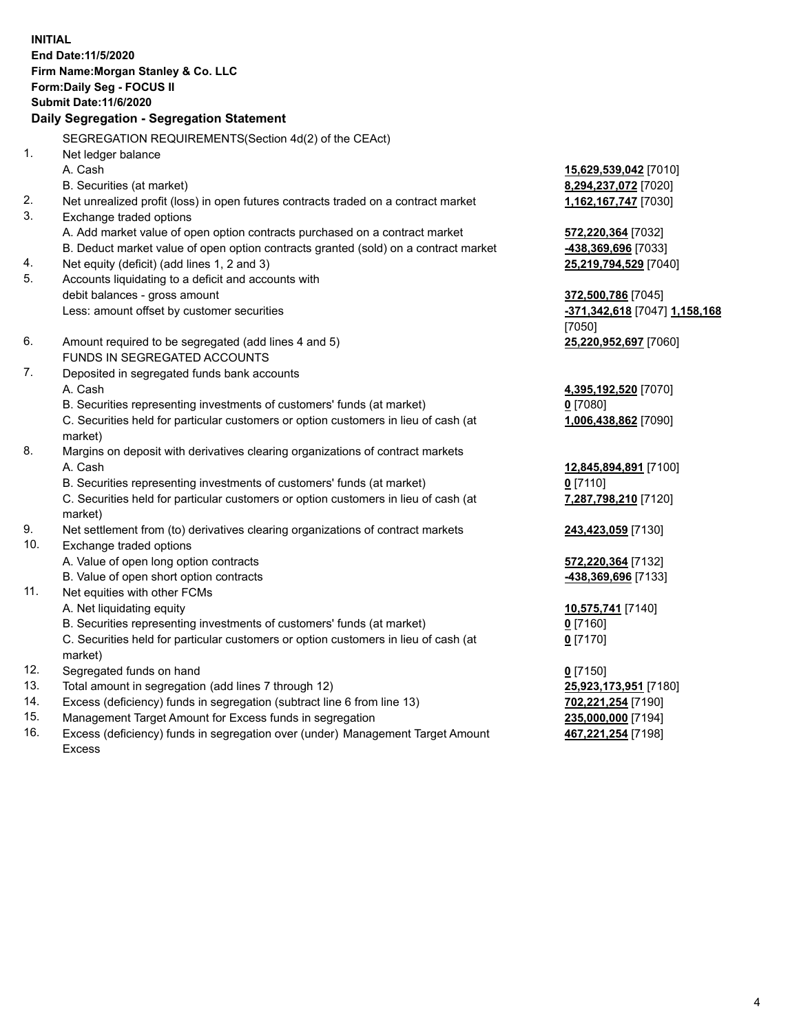**INITIAL**
**End Date:11/5/2020**
**Firm Name:Morgan Stanley & Co. LLC**
**Form:Daily Seg - FOCUS II**
**Submit Date:11/6/2020**

**Daily Segregation - Segregation Statement**

SEGREGATION REQUIREMENTS(Section 4d(2) of the CEAct)

| | | |
|---|---|---|
| 1. | Net ledger balance | |
| | A. Cash | **15,629,539,042** [7010] |
| | B. Securities (at market) | **8,294,237,072** [7020] |
| 2. | Net unrealized profit (loss) in open futures contracts traded on a contract market | **1,162,167,747** [7030] |
| 3. | Exchange traded options | |
| | A. Add market value of open option contracts purchased on a contract market | **572,220,364** [7032] |
| | B. Deduct market value of open option contracts granted (sold) on a contract market | **-438,369,696** [7033] |
| 4. | Net equity (deficit) (add lines 1, 2 and 3) | **25,219,794,529** [7040] |
| 5. | Accounts liquidating to a deficit and accounts with debit balances - gross amount | **372,500,786** [7045] |
| | Less: amount offset by customer securities | **-371,342,618** [7047] **1,158,168** [7050] |
| 6. | Amount required to be segregated (add lines 4 and 5) | **25,220,952,697** [7060] |
| | FUNDS IN SEGREGATED ACCOUNTS | |
| 7. | Deposited in segregated funds bank accounts | |
| | A. Cash | **4,395,192,520** [7070] |
| | B. Securities representing investments of customers' funds (at market) | **0** [7080] |
| | C. Securities held for particular customers or option customers in lieu of cash (at market) | **1,006,438,862** [7090] |
| 8. | Margins on deposit with derivatives clearing organizations of contract markets | |
| | A. Cash | **12,845,894,891** [7100] |
| | B. Securities representing investments of customers' funds (at market) | **0** [7110] |
| | C. Securities held for particular customers or option customers in lieu of cash (at market) | **7,287,798,210** [7120] |
| 9. | Net settlement from (to) derivatives clearing organizations of contract markets | **243,423,059** [7130] |
| 10. | Exchange traded options | |
| | A. Value of open long option contracts | **572,220,364** [7132] |
| | B. Value of open short option contracts | **-438,369,696** [7133] |
| 11. | Net equities with other FCMs | |
| | A. Net liquidating equity | **10,575,741** [7140] |
| | B. Securities representing investments of customers' funds (at market) | **0** [7160] |
| | C. Securities held for particular customers or option customers in lieu of cash (at market) | **0** [7170] |
| 12. | Segregated funds on hand | **0** [7150] |
| 13. | Total amount in segregation (add lines 7 through 12) | **25,923,173,951** [7180] |
| 14. | Excess (deficiency) funds in segregation (subtract line 6 from line 13) | **702,221,254** [7190] |
| 15. | Management Target Amount for Excess funds in segregation | **235,000,000** [7194] |
| 16. | Excess (deficiency) funds in segregation over (under) Management Target Amount Excess | **467,221,254** [7198] |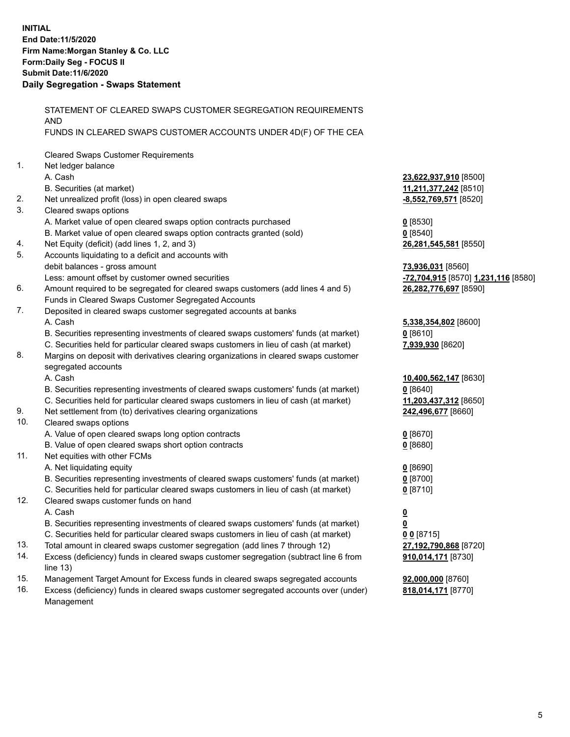**INITIAL**
**End Date:11/5/2020**
**Firm Name:Morgan Stanley & Co. LLC**
**Form:Daily Seg - FOCUS II**
**Submit Date:11/6/2020**
**Daily Segregation - Swaps Statement**

STATEMENT OF CLEARED SWAPS CUSTOMER SEGREGATION REQUIREMENTS AND FUNDS IN CLEARED SWAPS CUSTOMER ACCOUNTS UNDER 4D(F) OF THE CEA

| | | |
|---|---|---|
| | Cleared Swaps Customer Requirements | |
| 1. | Net ledger balance | |
| | A. Cash | **23,622,937,910** [8500] |
| | B. Securities (at market) | **11,211,377,242** [8510] |
| 2. | Net unrealized profit (loss) in open cleared swaps | **-8,552,769,571** [8520] |
| 3. | Cleared swaps options | |
| | A. Market value of open cleared swaps option contracts purchased | **0** [8530] |
| | B. Market value of open cleared swaps option contracts granted (sold) | **0** [8540] |
| 4. | Net Equity (deficit) (add lines 1, 2, and 3) | **26,281,545,581** [8550] |
| 5. | Accounts liquidating to a deficit and accounts with | |
| | debit balances - gross amount | **73,936,031** [8560] |
| | Less: amount offset by customer owned securities | **-72,704,915** [8570] **1,231,116** [8580] |
| 6. | Amount required to be segregated for cleared swaps customers (add lines 4 and 5) | **26,282,776,697** [8590] |
| | Funds in Cleared Swaps Customer Segregated Accounts | |
| 7. | Deposited in cleared swaps customer segregated accounts at banks | |
| | A. Cash | **5,338,354,802** [8600] |
| | B. Securities representing investments of cleared swaps customers' funds (at market) | **0** [8610] |
| | C. Securities held for particular cleared swaps customers in lieu of cash (at market) | **7,939,930** [8620] |
| 8. | Margins on deposit with derivatives clearing organizations in cleared swaps customer segregated accounts | |
| | A. Cash | **10,400,562,147** [8630] |
| | B. Securities representing investments of cleared swaps customers' funds (at market) | **0** [8640] |
| | C. Securities held for particular cleared swaps customers in lieu of cash (at market) | **11,203,437,312** [8650] |
| 9. | Net settlement from (to) derivatives clearing organizations | **242,496,677** [8660] |
| 10. | Cleared swaps options | |
| | A. Value of open cleared swaps long option contracts | **0** [8670] |
| | B. Value of open cleared swaps short option contracts | **0** [8680] |
| 11. | Net equities with other FCMs | |
| | A. Net liquidating equity | **0** [8690] |
| | B. Securities representing investments of cleared swaps customers' funds (at market) | **0** [8700] |
| | C. Securities held for particular cleared swaps customers in lieu of cash (at market) | **0** [8710] |
| 12. | Cleared swaps customer funds on hand | |
| | A. Cash | **0** |
| | B. Securities representing investments of cleared swaps customers' funds (at market) | **0** |
| | C. Securities held for particular cleared swaps customers in lieu of cash (at market) | **0** **0** [8715] |
| 13. | Total amount in cleared swaps customer segregation (add lines 7 through 12) | **27,192,790,868** [8720] |
| 14. | Excess (deficiency) funds in cleared swaps customer segregation (subtract line 6 from line 13) | **910,014,171** [8730] |
| 15. | Management Target Amount for Excess funds in cleared swaps segregated accounts | **92,000,000** [8760] |
| 16. | Excess (deficiency) funds in cleared swaps customer segregated accounts over (under) Management | **818,014,171** [8770] |